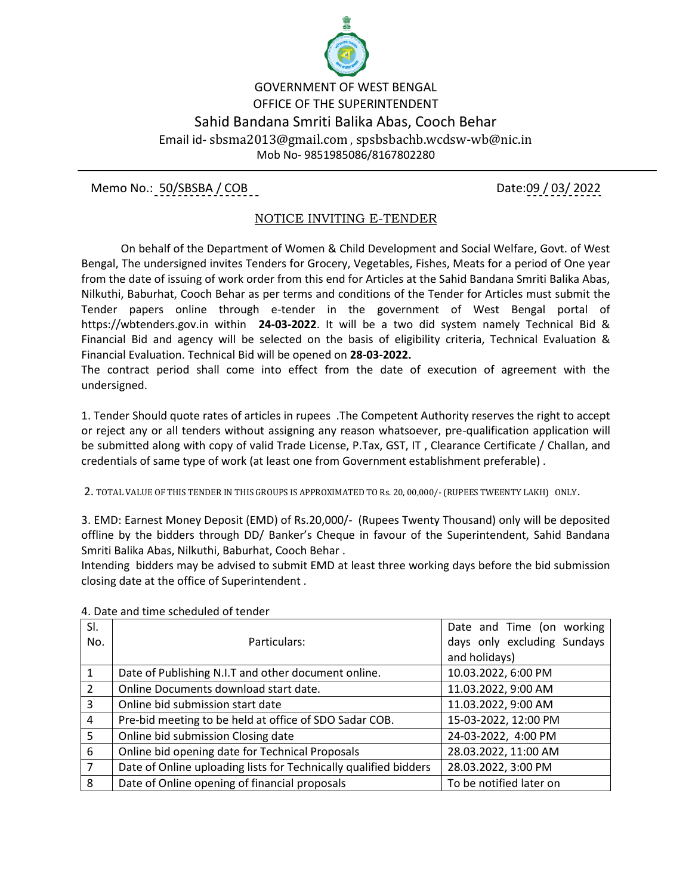GOVERNMENT OF WEST BENGAL

OFFICE OF THE SUPERINTENDENT

# Sahid Bandana Smriti Balika Abas, Cooch Behar

Email id- sbsma2013@gmail.com , spsbsbachb.wcdsw-wb@nic.in

Mob No- 9851985086/8167802280

Memo No.: 50/SBSBA / COB Date:09 / 03/ 2022

## NOTICE INVITING E-TENDER

On behalf of the Department of Women & Child Development and Social Welfare, Govt. of West Bengal, The undersigned invites Tenders for Grocery, Vegetables, Fishes, Meats for a period of One year from the date of issuing of work order from this end for Articles at the Sahid Bandana Smriti Balika Abas, Nilkuthi, Baburhat, Cooch Behar as per terms and conditions of the Tender for Articles must submit the Tender papers online through e-tender in the government of West Bengal portal of https://wbtenders.gov.in within **24-03-2022**. It will be a two did system namely Technical Bid & Financial Bid and agency will be selected on the basis of eligibility criteria, Technical Evaluation & Financial Evaluation. Technical Bid will be opened on **28-03-2022.**

The contract period shall come into effect from the date of execution of agreement with the undersigned.

1. Tender Should quote rates of articles in rupees .The Competent Authority reserves the right to accept or reject any or all tenders without assigning any reason whatsoever, pre-qualification application will be submitted along with copy of valid Trade License, P.Tax, GST, IT , Clearance Certificate / Challan, and credentials of same type of work (at least one from Government establishment preferable) .

2. TOTAL VALUE OF THIS TENDER IN THIS GROUPS IS APPROXIMATED TO Rs. 20, 00,000/- (RUPEES TWEENTY LAKH) ONLY.

3. EMD: Earnest Money Deposit (EMD) of Rs.20,000/- (Rupees Twenty Thousand) only will be deposited offline by the bidders through DD/ Banker's Cheque in favour of the Superintendent, Sahid Bandana Smriti Balika Abas, Nilkuthi, Baburhat, Cooch Behar .

Intending bidders may be advised to submit EMD at least three working days before the bid submission closing date at the office of Superintendent .

4. Date and time scheduled of tender

| Sl. No. | Particulars: | Date and Time (on working days only excluding Sundays and holidays) |
|---|---|---|
| 1 | Date of Publishing N.I.T and other document online. | 10.03.2022, 6:00 PM |
| 2 | Online Documents download start date. | 11.03.2022, 9:00 AM |
| 3 | Online bid submission start date | 11.03.2022, 9:00 AM |
| 4 | Pre-bid meeting to be held at office of SDO Sadar COB. | 15-03-2022, 12:00 PM |
| 5 | Online bid submission Closing date | 24-03-2022, 4:00 PM |
| 6 | Online bid opening date for Technical Proposals | 28.03.2022, 11:00 AM |
| 7 | Date of Online uploading lists for Technically qualified bidders | 28.03.2022, 3:00 PM |
| 8 | Date of Online opening of financial proposals | To be notified later on |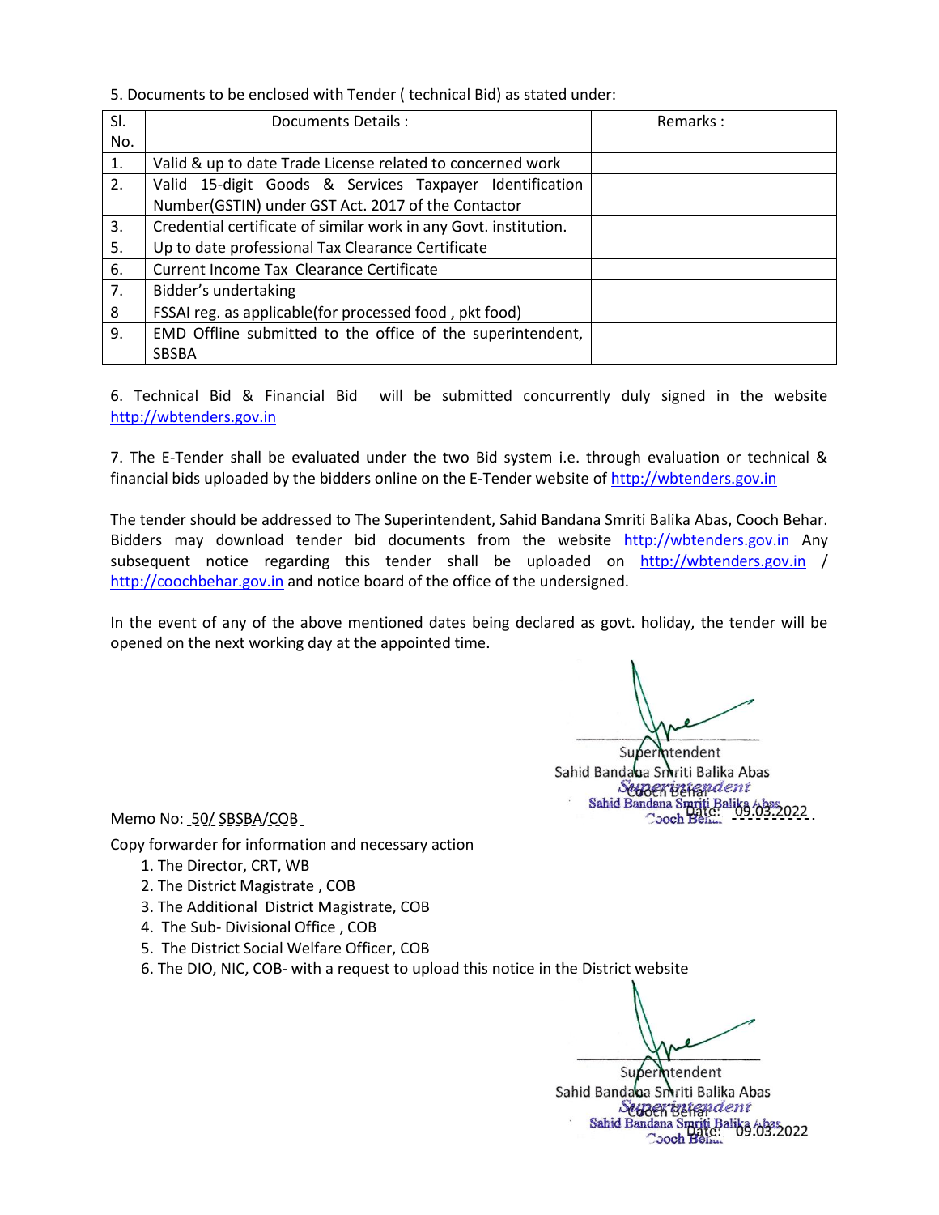5. Documents to be enclosed with Tender ( technical Bid) as stated under:

| Sl. No. | Documents Details : | Remarks : |
|---|---|---|
| 1. | Valid & up to date Trade License related to concerned work | |
| 2. | Valid 15-digit Goods & Services Taxpayer Identification Number(GSTIN) under GST Act. 2017 of the Contactor | |
| 3. | Credential certificate of similar work in any Govt. institution. | |
| 5. | Up to date professional Tax Clearance Certificate | |
| 6. | Current Income Tax Clearance Certificate | |
| 7. | Bidder's undertaking | |
| 8 | FSSAI reg. as applicable(for processed food , pkt food) | |
| 9. | EMD Offline submitted to the office of the superintendent, SBSBA | |

6. Technical Bid & Financial Bid will be submitted concurrently duly signed in the website http://wbtenders.gov.in

7. The E-Tender shall be evaluated under the two Bid system i.e. through evaluation or technical & financial bids uploaded by the bidders online on the E-Tender website of http://wbtenders.gov.in

The tender should be addressed to The Superintendent, Sahid Bandana Smriti Balika Abas, Cooch Behar. Bidders may download tender bid documents from the website http://wbtenders.gov.in Any subsequent notice regarding this tender shall be uploaded on http://wbtenders.gov.in / http://coochbehar.gov.in and notice board of the office of the undersigned.

In the event of any of the above mentioned dates being declared as govt. holiday, the tender will be opened on the next working day at the appointed time.

Superintendent
Sahid Bandana Smriti Balika Abas
Cooch Behar

Memo No: 50/ SBSBA/COB Date: 09.03.2022

Copy forwarder for information and necessary action

1. The Director, CRT, WB
2. The District Magistrate , COB
3. The Additional District Magistrate, COB
4. The Sub- Divisional Office , COB
5. The District Social Welfare Officer, COB
6. The DIO, NIC, COB- with a request to upload this notice in the District website

Superintendent
Sahid Bandana Smriti Balika Abas
Cooch Behar
Date: 09.03.2022